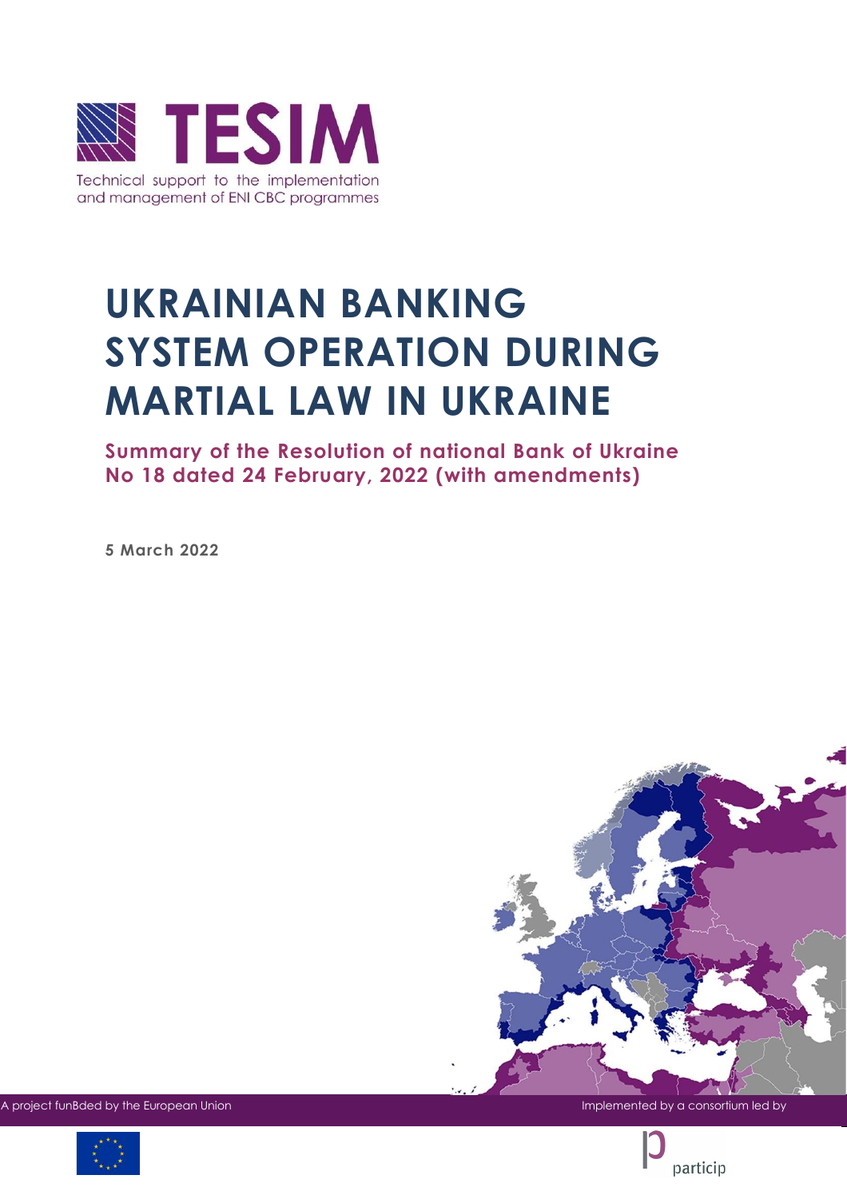TESIM

Technical support to the implementation and management of ENI CBC programmes

# UKRAINIAN BANKING SYSTEM OPERATION DURING MARTIAL LAW IN UKRAINE

## Summary of the Resolution of national Bank of Ukraine No 18 dated 24 February, 2022 (with amendments)

**5 March 2022**

A project funBded by the European Union

Implemented by a consortium led by

particip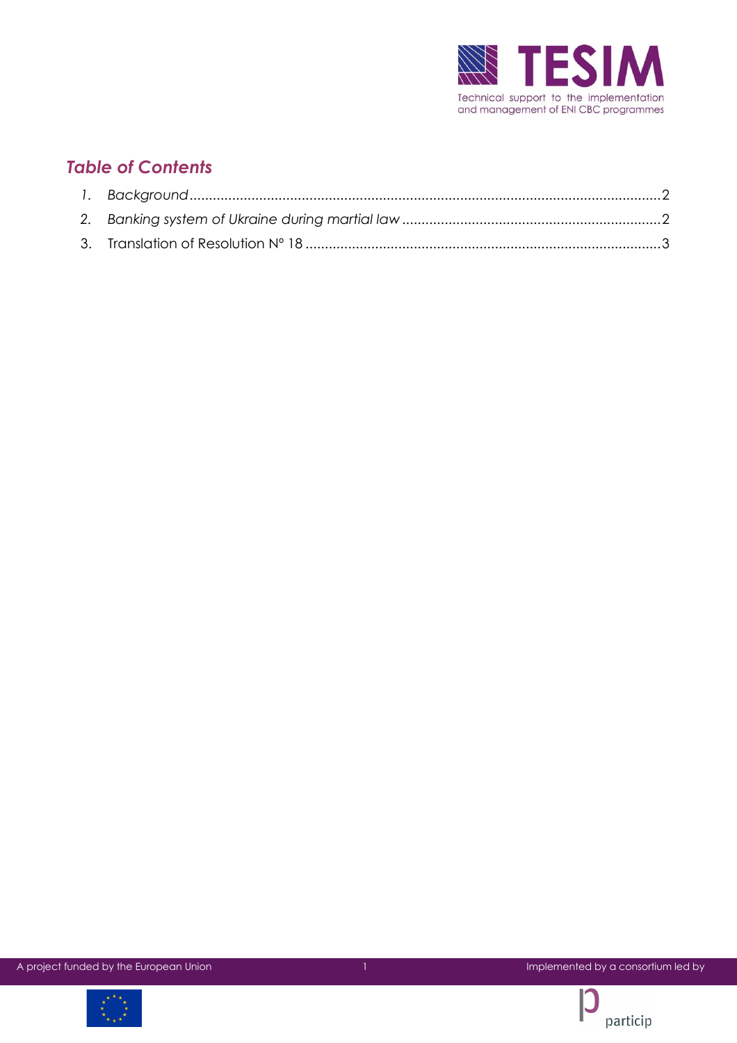## *Table of Contents*

1. *Background* ........................................................................................................................2
2. *Banking system of Ukraine during martial law* ..................................................................2
3. Translation of Resolution N° 18 ..........................................................................................3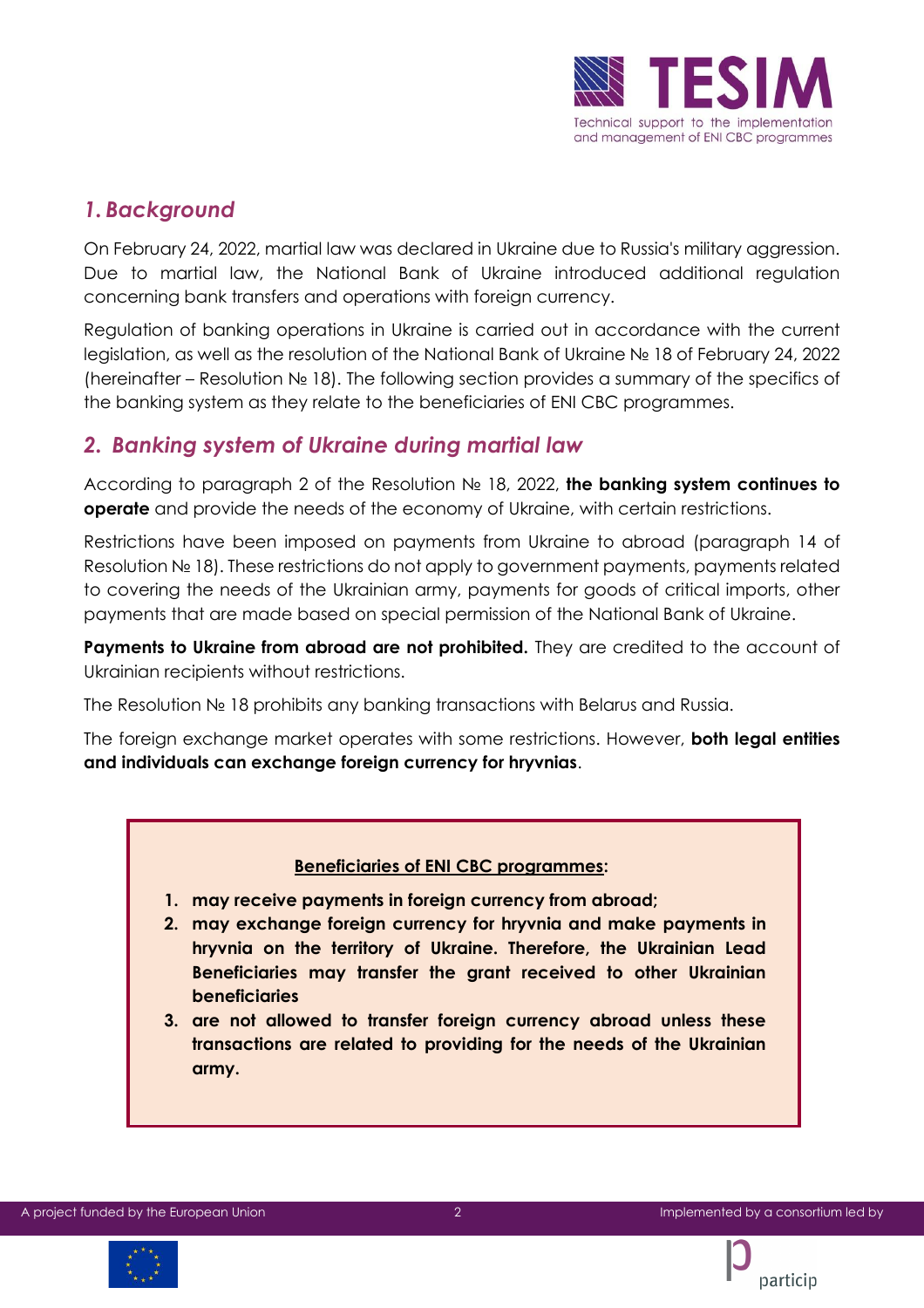## *1. Background*

On February 24, 2022, martial law was declared in Ukraine due to Russia's military aggression. Due to martial law, the National Bank of Ukraine introduced additional regulation concerning bank transfers and operations with foreign currency.

Regulation of banking operations in Ukraine is carried out in accordance with the current legislation, as well as the resolution of the National Bank of Ukraine № 18 of February 24, 2022 (hereinafter – Resolution № 18). The following section provides a summary of the specifics of the banking system as they relate to the beneficiaries of ENI CBC programmes.

## *2. Banking system of Ukraine during martial law*

According to paragraph 2 of the Resolution № 18, 2022, **the banking system continues to operate** and provide the needs of the economy of Ukraine, with certain restrictions.

Restrictions have been imposed on payments from Ukraine to abroad (paragraph 14 of Resolution № 18). These restrictions do not apply to government payments, payments related to covering the needs of the Ukrainian army, payments for goods of critical imports, other payments that are made based on special permission of the National Bank of Ukraine.

**Payments to Ukraine from abroad are not prohibited.** They are credited to the account of Ukrainian recipients without restrictions.

The Resolution № 18 prohibits any banking transactions with Belarus and Russia.

The foreign exchange market operates with some restrictions. However, **both legal entities and individuals can exchange foreign currency for hryvnias**.

**Beneficiaries of ENI CBC programmes:**

1. **may receive payments in foreign currency from abroad;**
2. **may exchange foreign currency for hryvnia and make payments in hryvnia on the territory of Ukraine. Therefore, the Ukrainian Lead Beneficiaries may transfer the grant received to other Ukrainian beneficiaries**
3. **are not allowed to transfer foreign currency abroad unless these transactions are related to providing for the needs of the Ukrainian army.**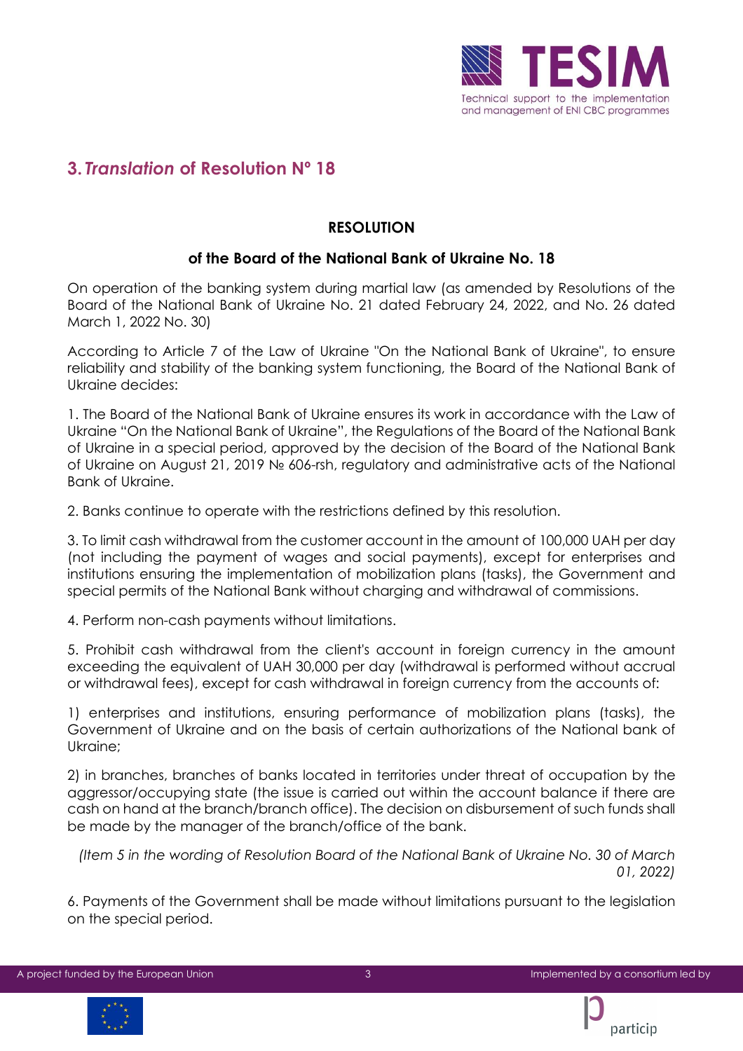## 3. *Translation* of Resolution Nº 18

**RESOLUTION**

**of the Board of the National Bank of Ukraine No. 18**

On operation of the banking system during martial law (as amended by Resolutions of the Board of the National Bank of Ukraine No. 21 dated February 24, 2022, and No. 26 dated March 1, 2022 No. 30)

According to Article 7 of the Law of Ukraine "On the National Bank of Ukraine", to ensure reliability and stability of the banking system functioning, the Board of the National Bank of Ukraine decides:

1. The Board of the National Bank of Ukraine ensures its work in accordance with the Law of Ukraine "On the National Bank of Ukraine", the Regulations of the Board of the National Bank of Ukraine in a special period, approved by the decision of the Board of the National Bank of Ukraine on August 21, 2019 № 606-rsh, regulatory and administrative acts of the National Bank of Ukraine.

2. Banks continue to operate with the restrictions defined by this resolution.

3. To limit cash withdrawal from the customer account in the amount of 100,000 UAH per day (not including the payment of wages and social payments), except for enterprises and institutions ensuring the implementation of mobilization plans (tasks), the Government and special permits of the National Bank without charging and withdrawal of commissions.

4. Perform non-cash payments without limitations.

5. Prohibit cash withdrawal from the client's account in foreign currency in the amount exceeding the equivalent of UAH 30,000 per day (withdrawal is performed without accrual or withdrawal fees), except for cash withdrawal in foreign currency from the accounts of:

1) enterprises and institutions, ensuring performance of mobilization plans (tasks), the Government of Ukraine and on the basis of certain authorizations of the National bank of Ukraine;

2) in branches, branches of banks located in territories under threat of occupation by the aggressor/occupying state (the issue is carried out within the account balance if there are cash on hand at the branch/branch office). The decision on disbursement of such funds shall be made by the manager of the branch/office of the bank.

*(Item 5 in the wording of Resolution Board of the National Bank of Ukraine No. 30 of March 01, 2022)*

6. Payments of the Government shall be made without limitations pursuant to the legislation on the special period.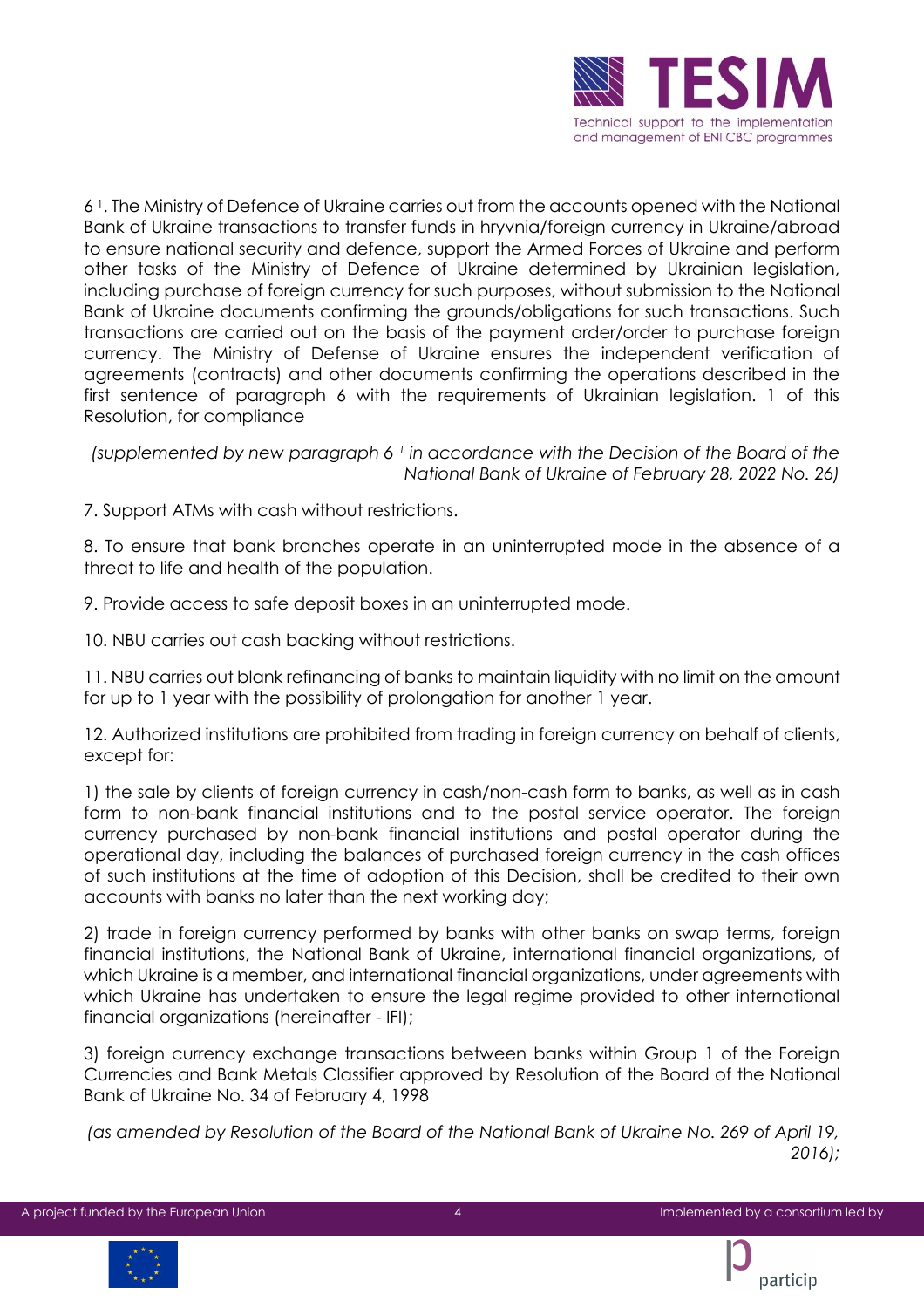6 [1]. The Ministry of Defence of Ukraine carries out from the accounts opened with the National Bank of Ukraine transactions to transfer funds in hryvnia/foreign currency in Ukraine/abroad to ensure national security and defence, support the Armed Forces of Ukraine and perform other tasks of the Ministry of Defence of Ukraine determined by Ukrainian legislation, including purchase of foreign currency for such purposes, without submission to the National Bank of Ukraine documents confirming the grounds/obligations for such transactions. Such transactions are carried out on the basis of the payment order/order to purchase foreign currency. The Ministry of Defense of Ukraine ensures the independent verification of agreements (contracts) and other documents confirming the operations described in the first sentence of paragraph 6 with the requirements of Ukrainian legislation. 1 of this Resolution, for compliance

*(supplemented by new paragraph 6 [1] in accordance with the Decision of the Board of the National Bank of Ukraine of February 28, 2022 No. 26)*

7. Support ATMs with cash without restrictions.

8. To ensure that bank branches operate in an uninterrupted mode in the absence of a threat to life and health of the population.

9. Provide access to safe deposit boxes in an uninterrupted mode.

10. NBU carries out cash backing without restrictions.

11. NBU carries out blank refinancing of banks to maintain liquidity with no limit on the amount for up to 1 year with the possibility of prolongation for another 1 year.

12. Authorized institutions are prohibited from trading in foreign currency on behalf of clients, except for:

1) the sale by clients of foreign currency in cash/non-cash form to banks, as well as in cash form to non-bank financial institutions and to the postal service operator. The foreign currency purchased by non-bank financial institutions and postal operator during the operational day, including the balances of purchased foreign currency in the cash offices of such institutions at the time of adoption of this Decision, shall be credited to their own accounts with banks no later than the next working day;

2) trade in foreign currency performed by banks with other banks on swap terms, foreign financial institutions, the National Bank of Ukraine, international financial organizations, of which Ukraine is a member, and international financial organizations, under agreements with which Ukraine has undertaken to ensure the legal regime provided to other international financial organizations (hereinafter - IFI);

3) foreign currency exchange transactions between banks within Group 1 of the Foreign Currencies and Bank Metals Classifier approved by Resolution of the Board of the National Bank of Ukraine No. 34 of February 4, 1998

*(as amended by Resolution of the Board of the National Bank of Ukraine No. 269 of April 19, 2016);*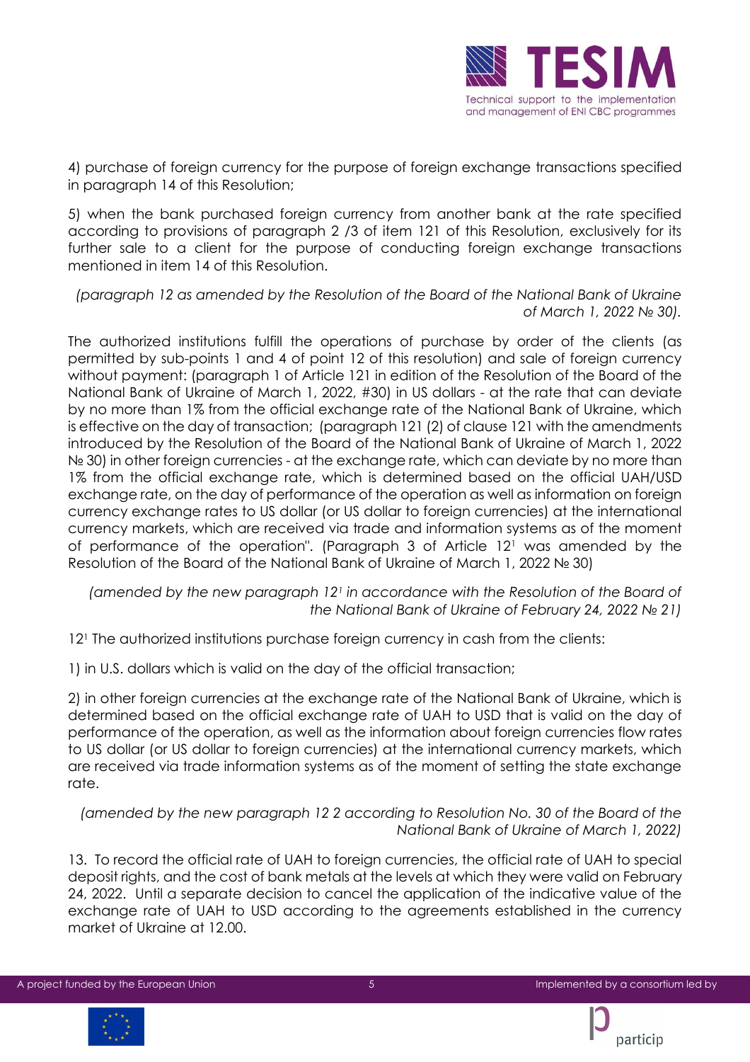4) purchase of foreign currency for the purpose of foreign exchange transactions specified in paragraph 14 of this Resolution;

5) when the bank purchased foreign currency from another bank at the rate specified according to provisions of paragraph 2 /3 of item 121 of this Resolution, exclusively for its further sale to a client for the purpose of conducting foreign exchange transactions mentioned in item 14 of this Resolution.

*(paragraph 12 as amended by the Resolution of the Board of the National Bank of Ukraine of March 1, 2022 № 30).*

The authorized institutions fulfill the operations of purchase by order of the clients (as permitted by sub-points 1 and 4 of point 12 of this resolution) and sale of foreign currency without payment: (paragraph 1 of Article 121 in edition of the Resolution of the Board of the National Bank of Ukraine of March 1, 2022, #30) in US dollars - at the rate that can deviate by no more than 1% from the official exchange rate of the National Bank of Ukraine, which is effective on the day of transaction; (paragraph 121 (2) of clause 121 with the amendments introduced by the Resolution of the Board of the National Bank of Ukraine of March 1, 2022 № 30) in other foreign currencies - at the exchange rate, which can deviate by no more than 1% from the official exchange rate, which is determined based on the official UAH/USD exchange rate, on the day of performance of the operation as well as information on foreign currency exchange rates to US dollar (or US dollar to foreign currencies) at the international currency markets, which are received via trade and information systems as of the moment of performance of the operation". (Paragraph 3 of Article 12[1] was amended by the Resolution of the Board of the National Bank of Ukraine of March 1, 2022 № 30)

*(amended by the new paragraph 12[1] in accordance with the Resolution of the Board of the National Bank of Ukraine of February 24, 2022 № 21)*

12[1] The authorized institutions purchase foreign currency in cash from the clients:

1) in U.S. dollars which is valid on the day of the official transaction;

2) in other foreign currencies at the exchange rate of the National Bank of Ukraine, which is determined based on the official exchange rate of UAH to USD that is valid on the day of performance of the operation, as well as the information about foreign currencies flow rates to US dollar (or US dollar to foreign currencies) at the international currency markets, which are received via trade information systems as of the moment of setting the state exchange rate.

*(amended by the new paragraph 12 2 according to Resolution No. 30 of the Board of the National Bank of Ukraine of March 1, 2022)*

13. To record the official rate of UAH to foreign currencies, the official rate of UAH to special deposit rights, and the cost of bank metals at the levels at which they were valid on February 24, 2022. Until a separate decision to cancel the application of the indicative value of the exchange rate of UAH to USD according to the agreements established in the currency market of Ukraine at 12.00.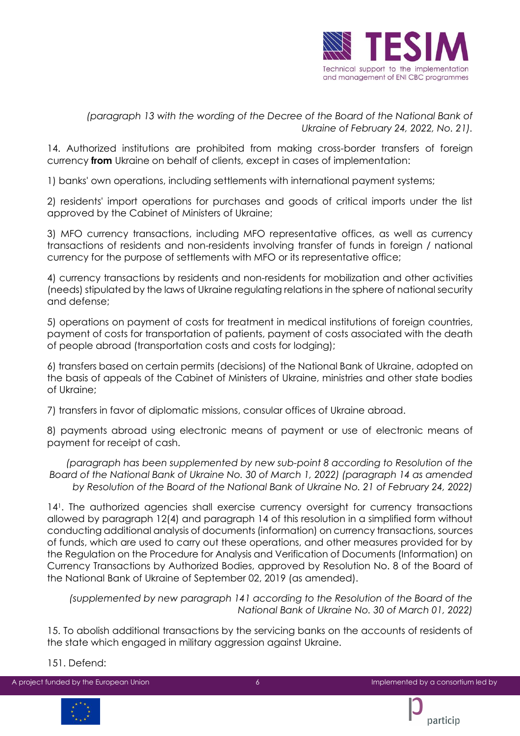*(paragraph 13 with the wording of the Decree of the Board of the National Bank of Ukraine of February 24, 2022, No. 21).*

14. Authorized institutions are prohibited from making cross-border transfers of foreign currency **from** Ukraine on behalf of clients, except in cases of implementation:

1) banks' own operations, including settlements with international payment systems;

2) residents' import operations for purchases and goods of critical imports under the list approved by the Cabinet of Ministers of Ukraine;

3) MFO currency transactions, including MFO representative offices, as well as currency transactions of residents and non-residents involving transfer of funds in foreign / national currency for the purpose of settlements with MFO or its representative office;

4) currency transactions by residents and non-residents for mobilization and other activities (needs) stipulated by the laws of Ukraine regulating relations in the sphere of national security and defense;

5) operations on payment of costs for treatment in medical institutions of foreign countries, payment of costs for transportation of patients, payment of costs associated with the death of people abroad (transportation costs and costs for lodging);

6) transfers based on certain permits (decisions) of the National Bank of Ukraine, adopted on the basis of appeals of the Cabinet of Ministers of Ukraine, ministries and other state bodies of Ukraine;

7) transfers in favor of diplomatic missions, consular offices of Ukraine abroad.

8) payments abroad using electronic means of payment or use of electronic means of payment for receipt of cash.

*(paragraph has been supplemented by new sub-point 8 according to Resolution of the Board of the National Bank of Ukraine No. 30 of March 1, 2022) (paragraph 14 as amended by Resolution of the Board of the National Bank of Ukraine No. 21 of February 24, 2022)*

14[1]. The authorized agencies shall exercise currency oversight for currency transactions allowed by paragraph 12(4) and paragraph 14 of this resolution in a simplified form without conducting additional analysis of documents (information) on currency transactions, sources of funds, which are used to carry out these operations, and other measures provided for by the Regulation on the Procedure for Analysis and Verification of Documents (Information) on Currency Transactions by Authorized Bodies, approved by Resolution No. 8 of the Board of the National Bank of Ukraine of September 02, 2019 (as amended).

*(supplemented by new paragraph 141 according to the Resolution of the Board of the National Bank of Ukraine No. 30 of March 01, 2022)*

15. To abolish additional transactions by the servicing banks on the accounts of residents of the state which engaged in military aggression against Ukraine.

151. Defend: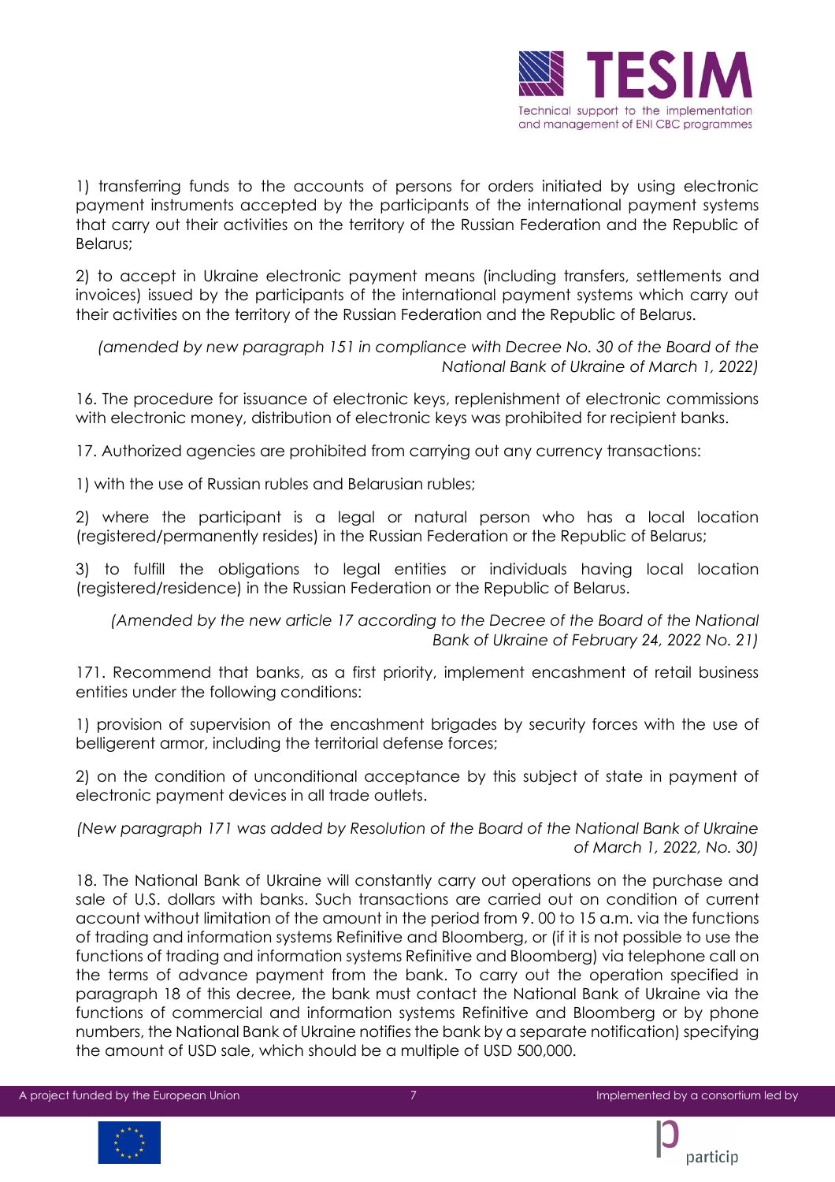1) transferring funds to the accounts of persons for orders initiated by using electronic payment instruments accepted by the participants of the international payment systems that carry out their activities on the territory of the Russian Federation and the Republic of Belarus;

2) to accept in Ukraine electronic payment means (including transfers, settlements and invoices) issued by the participants of the international payment systems which carry out their activities on the territory of the Russian Federation and the Republic of Belarus.

*(amended by new paragraph 151 in compliance with Decree No. 30 of the Board of the National Bank of Ukraine of March 1, 2022)*

16. The procedure for issuance of electronic keys, replenishment of electronic commissions with electronic money, distribution of electronic keys was prohibited for recipient banks.

17. Authorized agencies are prohibited from carrying out any currency transactions:

1) with the use of Russian rubles and Belarusian rubles;

2) where the participant is a legal or natural person who has a local location (registered/permanently resides) in the Russian Federation or the Republic of Belarus;

3) to fulfill the obligations to legal entities or individuals having local location (registered/residence) in the Russian Federation or the Republic of Belarus.

*(Amended by the new article 17 according to the Decree of the Board of the National Bank of Ukraine of February 24, 2022 No. 21)*

171. Recommend that banks, as a first priority, implement encashment of retail business entities under the following conditions:

1) provision of supervision of the encashment brigades by security forces with the use of belligerent armor, including the territorial defense forces;

2) on the condition of unconditional acceptance by this subject of state in payment of electronic payment devices in all trade outlets.

*(New paragraph 171 was added by Resolution of the Board of the National Bank of Ukraine of March 1, 2022, No. 30)*

18. The National Bank of Ukraine will constantly carry out operations on the purchase and sale of U.S. dollars with banks. Such transactions are carried out on condition of current account without limitation of the amount in the period from 9. 00 to 15 a.m. via the functions of trading and information systems Refinitive and Bloomberg, or (if it is not possible to use the functions of trading and information systems Refinitive and Bloomberg) via telephone call on the terms of advance payment from the bank. To carry out the operation specified in paragraph 18 of this decree, the bank must contact the National Bank of Ukraine via the functions of commercial and information systems Refinitive and Bloomberg or by phone numbers, the National Bank of Ukraine notifies the bank by a separate notification) specifying the amount of USD sale, which should be a multiple of USD 500,000.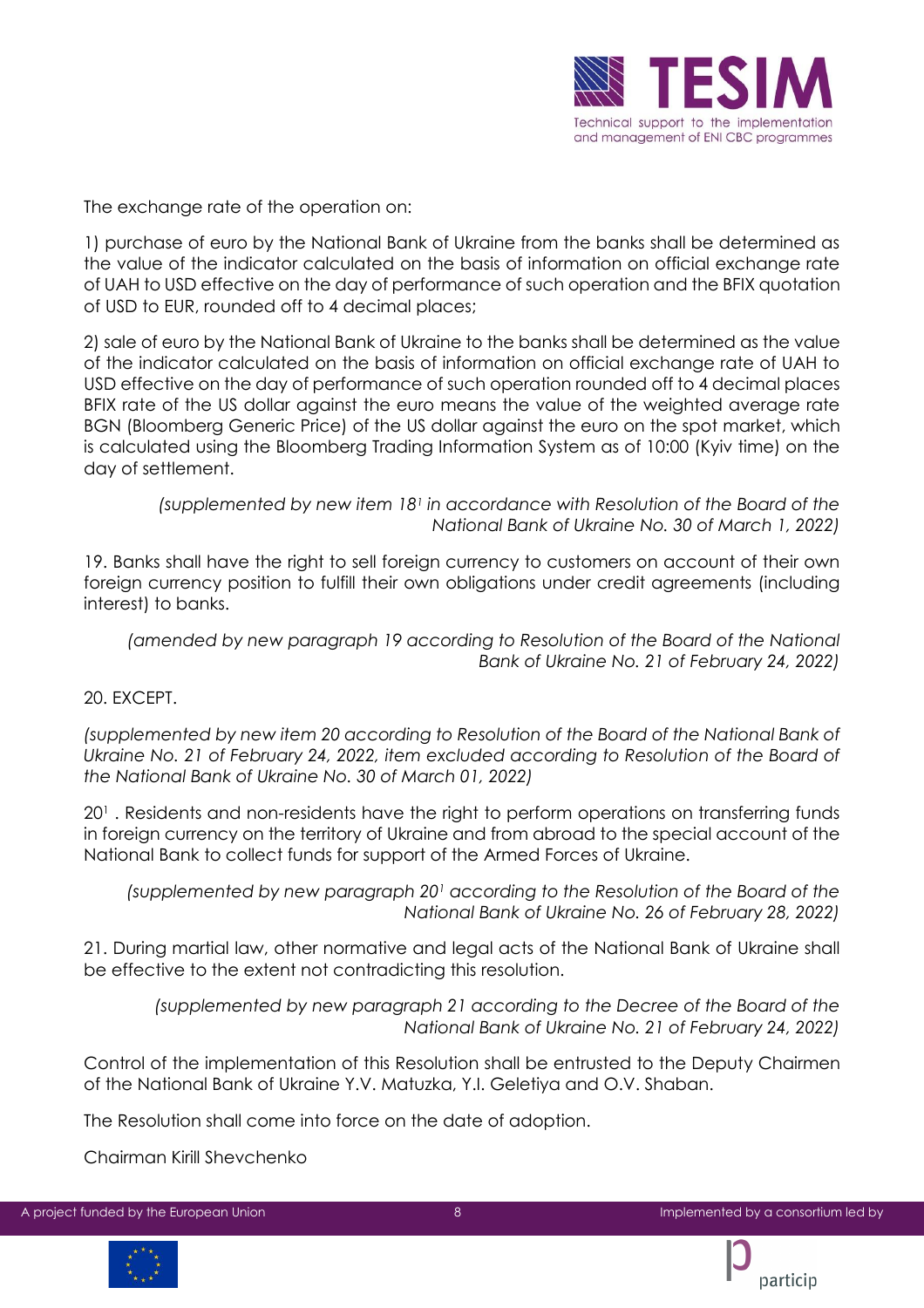The exchange rate of the operation on:

1) purchase of euro by the National Bank of Ukraine from the banks shall be determined as the value of the indicator calculated on the basis of information on official exchange rate of UAH to USD effective on the day of performance of such operation and the BFIX quotation of USD to EUR, rounded off to 4 decimal places;

2) sale of euro by the National Bank of Ukraine to the banks shall be determined as the value of the indicator calculated on the basis of information on official exchange rate of UAH to USD effective on the day of performance of such operation rounded off to 4 decimal places BFIX rate of the US dollar against the euro means the value of the weighted average rate BGN (Bloomberg Generic Price) of the US dollar against the euro on the spot market, which is calculated using the Bloomberg Trading Information System as of 10:00 (Kyiv time) on the day of settlement.

*(supplemented by new item 18[1] in accordance with Resolution of the Board of the National Bank of Ukraine No. 30 of March 1, 2022)*

19. Banks shall have the right to sell foreign currency to customers on account of their own foreign currency position to fulfill their own obligations under credit agreements (including interest) to banks.

*(amended by new paragraph 19 according to Resolution of the Board of the National Bank of Ukraine No. 21 of February 24, 2022)*

20. EXCEPT.

*(supplemented by new item 20 according to Resolution of the Board of the National Bank of Ukraine No. 21 of February 24, 2022, item excluded according to Resolution of the Board of the National Bank of Ukraine No. 30 of March 01, 2022)*

20[1] . Residents and non-residents have the right to perform operations on transferring funds in foreign currency on the territory of Ukraine and from abroad to the special account of the National Bank to collect funds for support of the Armed Forces of Ukraine.

*(supplemented by new paragraph 20[1] according to the Resolution of the Board of the National Bank of Ukraine No. 26 of February 28, 2022)*

21. During martial law, other normative and legal acts of the National Bank of Ukraine shall be effective to the extent not contradicting this resolution.

*(supplemented by new paragraph 21 according to the Decree of the Board of the National Bank of Ukraine No. 21 of February 24, 2022)*

Control of the implementation of this Resolution shall be entrusted to the Deputy Chairmen of the National Bank of Ukraine Y.V. Matuzka, Y.I. Geletiya and O.V. Shaban.

The Resolution shall come into force on the date of adoption.

Chairman Kirill Shevchenko